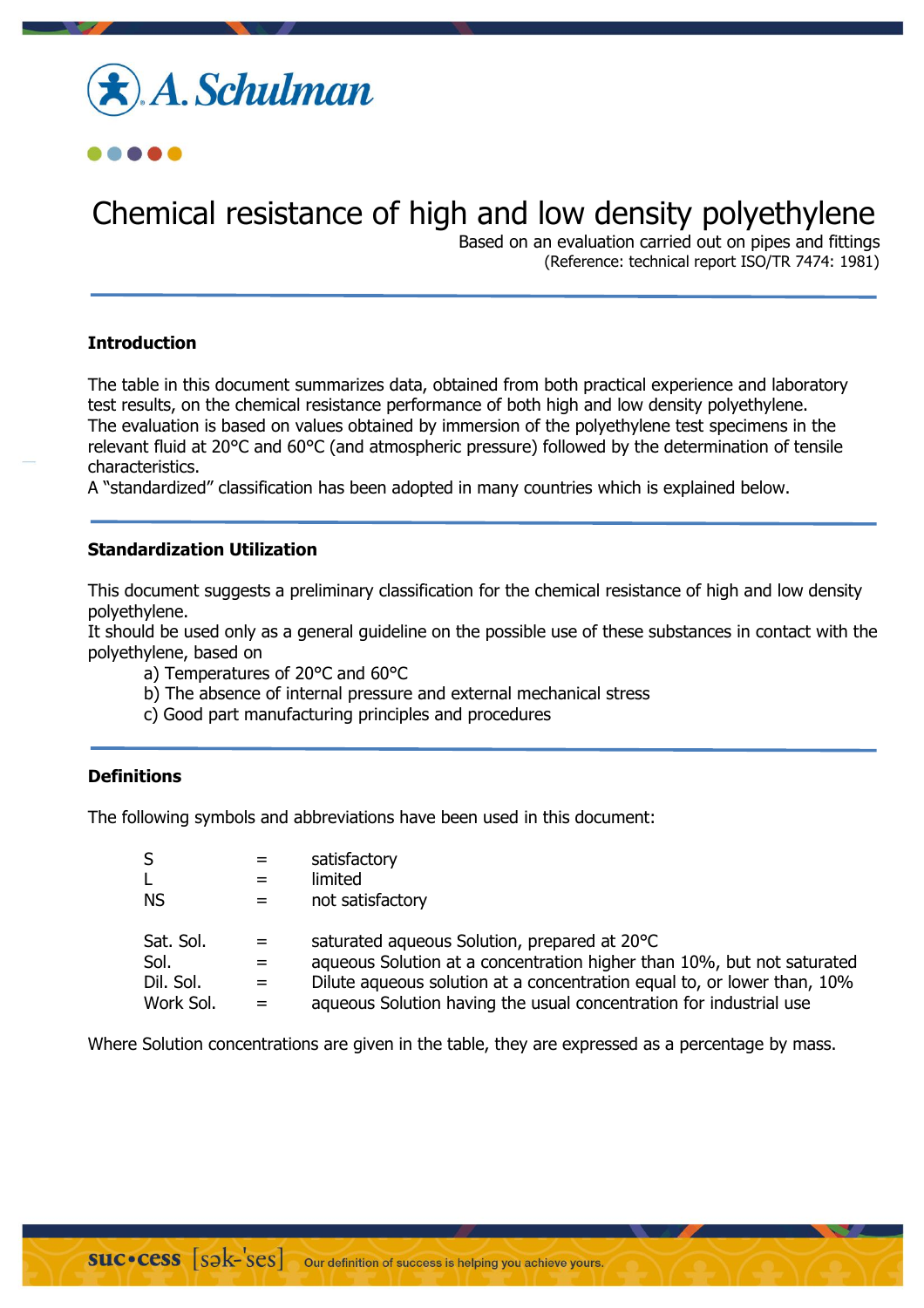# Chemical resistance of high and low density polyethylene

Based on an evaluation carried out on pipes and fittings
(Reference: technical report ISO/TR 7474: 1981)

## Introduction

The table in this document summarizes data, obtained from both practical experience and laboratory test results, on the chemical resistance performance of both high and low density polyethylene.
The evaluation is based on values obtained by immersion of the polyethylene test specimens in the relevant fluid at 20°C and 60°C (and atmospheric pressure) followed by the determination of tensile characteristics.
A "standardized" classification has been adopted in many countries which is explained below.

## Standardization Utilization

This document suggests a preliminary classification for the chemical resistance of high and low density polyethylene.
It should be used only as a general guideline on the possible use of these substances in contact with the polyethylene, based on

a) Temperatures of 20°C and 60°C
b) The absence of internal pressure and external mechanical stress
c) Good part manufacturing principles and procedures

## Definitions

The following symbols and abbreviations have been used in this document:

| | | |
|---|---|---|
| S | = | satisfactory |
| L | = | limited |
| NS | = | not satisfactory |
| | | |
| Sat. Sol. | = | saturated aqueous Solution, prepared at 20°C |
| Sol. | = | aqueous Solution at a concentration higher than 10%, but not saturated |
| Dil. Sol. | = | Dilute aqueous solution at a concentration equal to, or lower than, 10% |
| Work Sol. | = | aqueous Solution having the usual concentration for industrial use |

Where Solution concentrations are given in the table, they are expressed as a percentage by mass.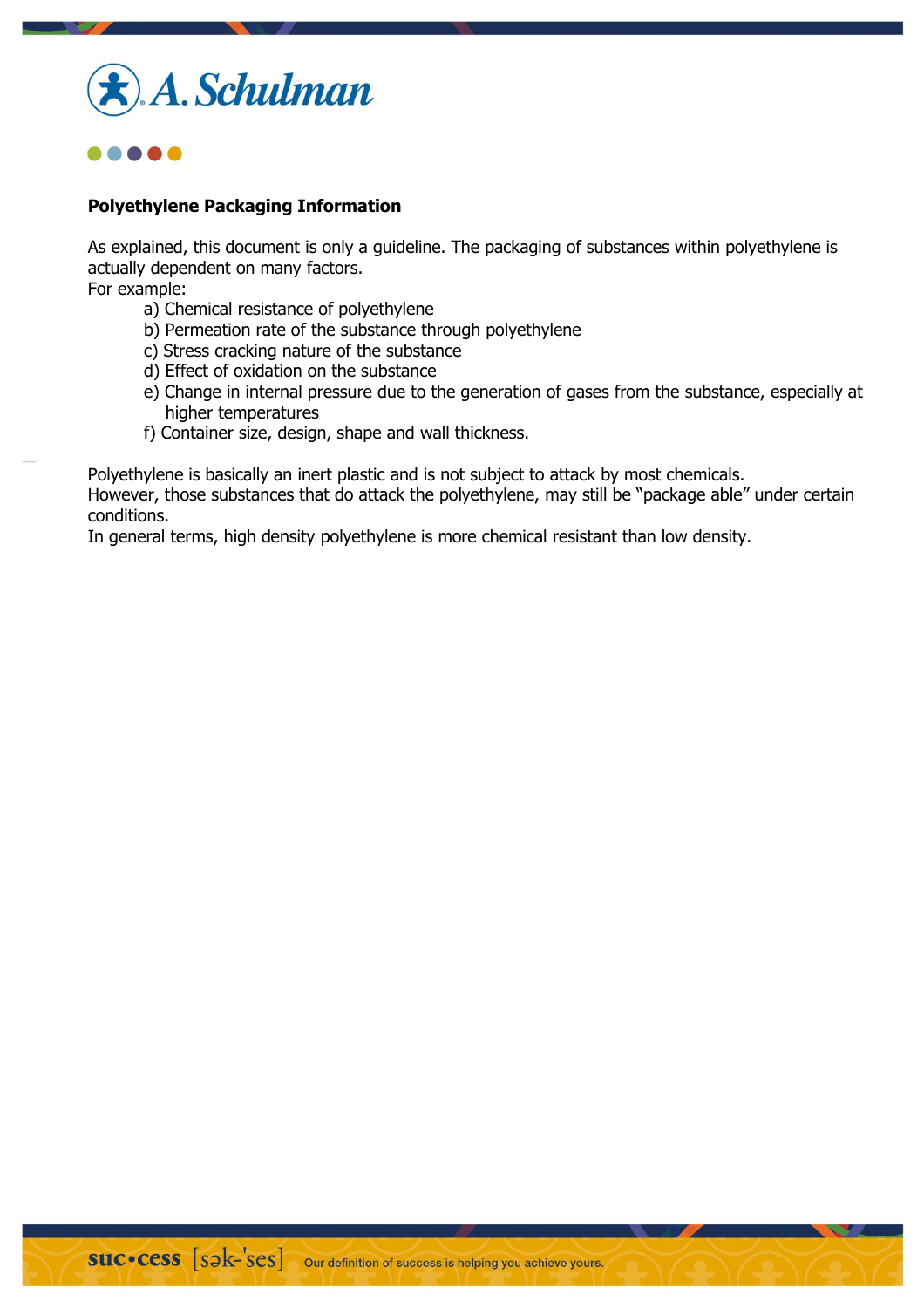**Polyethylene Packaging Information**

As explained, this document is only a guideline. The packaging of substances within polyethylene is actually dependent on many factors.
For example:

a) Chemical resistance of polyethylene
b) Permeation rate of the substance through polyethylene
c) Stress cracking nature of the substance
d) Effect of oxidation on the substance
e) Change in internal pressure due to the generation of gases from the substance, especially at higher temperatures
f) Container size, design, shape and wall thickness.

Polyethylene is basically an inert plastic and is not subject to attack by most chemicals.
However, those substances that do attack the polyethylene, may still be "package able" under certain conditions.
In general terms, high density polyethylene is more chemical resistant than low density.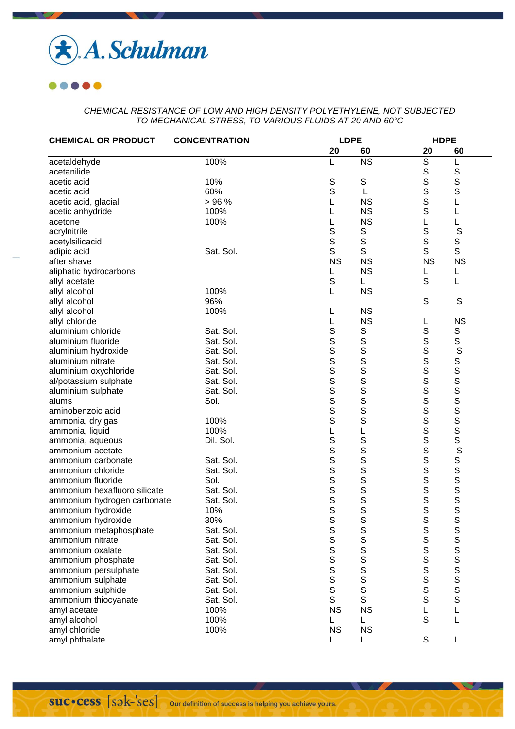*CHEMICAL RESISTANCE OF LOW AND HIGH DENSITY POLYETHYLENE, NOT SUBJECTED TO MECHANICAL STRESS, TO VARIOUS FLUIDS AT 20 AND 60°C*

| CHEMICAL OR PRODUCT | CONCENTRATION | LDPE | | HDPE | |
|---|---|---|---|---|---|
| | | 20 | 60 | 20 | 60 |
| acetaldehyde | 100% | L | NS | S | L |
| acetanilide | | | | S | S |
| acetic acid | 10% | S | S | S | S |
| acetic acid | 60% | S | L | S | S |
| acetic acid, glacial | > 96 % | L | NS | S | L |
| acetic anhydride | 100% | L | NS | S | L |
| acetone | 100% | L | NS | L | L |
| acrylnitrile | | S | S | S | S |
| acetylsilicacid | | S | S | S | S |
| adipic acid | Sat. Sol. | S | S | S | S |
| after shave | | NS | NS | NS | NS |
| aliphatic hydrocarbons | | L | NS | L | L |
| allyl acetate | | S | L | S | L |
| allyl alcohol | 100% | L | NS | | |
| allyl alcohol | 96% | | | S | S |
| allyl alcohol | 100% | L | NS | | |
| allyl chloride | | L | NS | L | NS |
| aluminium chloride | Sat. Sol. | S | S | S | S |
| aluminium fluoride | Sat. Sol. | S | S | S | S |
| aluminium hydroxide | Sat. Sol. | S | S | S | S |
| aluminium nitrate | Sat. Sol. | S | S | S | S |
| aluminium oxychloride | Sat. Sol. | S | S | S | S |
| al/potassium sulphate | Sat. Sol. | S | S | S | S |
| aluminium sulphate | Sat. Sol. | S | S | S | S |
| alums | Sol. | S | S | S | S |
| aminobenzoic acid | | S | S | S | S |
| ammonia, dry gas | 100% | S | S | S | S |
| ammonia, liquid | 100% | L | L | S | S |
| ammonia, aqueous | Dil. Sol. | S | S | S | S |
| ammonium acetate | | S | S | S | S |
| ammonium carbonate | Sat. Sol. | S | S | S | S |
| ammonium chloride | Sat. Sol. | S | S | S | S |
| ammonium fluoride | Sol. | S | S | S | S |
| ammonium hexafluoro silicate | Sat. Sol. | S | S | S | S |
| ammonium hydrogen carbonate | Sat. Sol. | S | S | S | S |
| ammonium hydroxide | 10% | S | S | S | S |
| ammonium hydroxide | 30% | S | S | S | S |
| ammonium metaphosphate | Sat. Sol. | S | S | S | S |
| ammonium nitrate | Sat. Sol. | S | S | S | S |
| ammonium oxalate | Sat. Sol. | S | S | S | S |
| ammonium phosphate | Sat. Sol. | S | S | S | S |
| ammonium persulphate | Sat. Sol. | S | S | S | S |
| ammonium sulphate | Sat. Sol. | S | S | S | S |
| ammonium sulphide | Sat. Sol. | S | S | S | S |
| ammonium thiocyanate | Sat. Sol. | S | S | S | S |
| amyl acetate | 100% | NS | NS | L | L |
| amyl alcohol | 100% | L | L | S | L |
| amyl chloride | 100% | NS | NS | | |
| amyl phthalate | | L | L | S | L |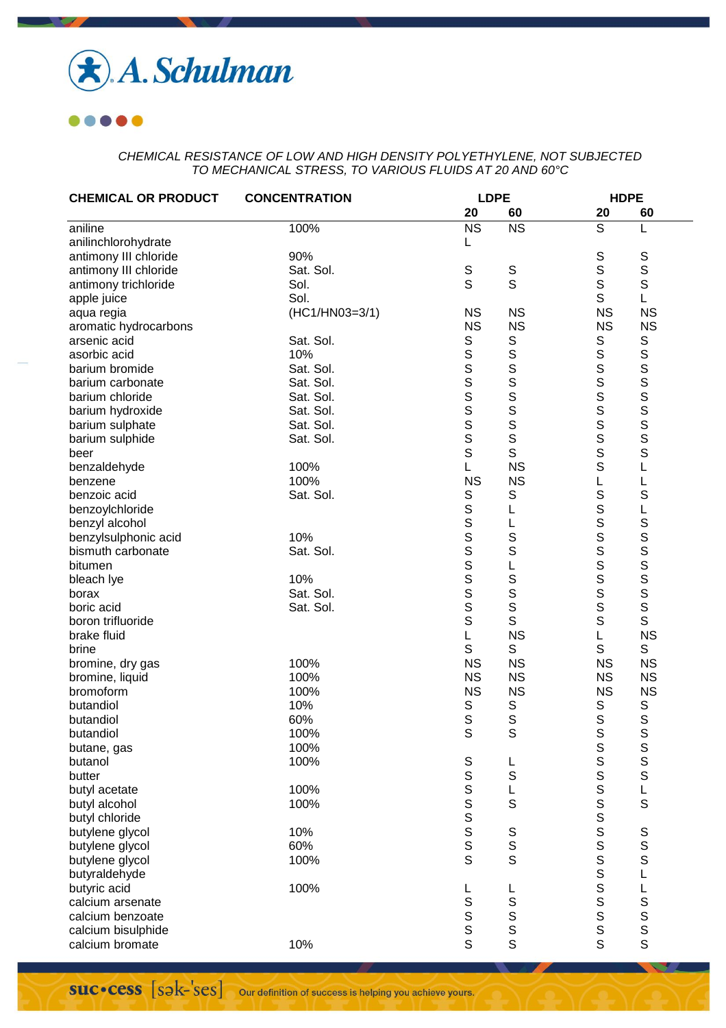*CHEMICAL RESISTANCE OF LOW AND HIGH DENSITY POLYETHYLENE, NOT SUBJECTED TO MECHANICAL STRESS, TO VARIOUS FLUIDS AT 20 AND 60°C*

| CHEMICAL OR PRODUCT | CONCENTRATION | LDPE | | HDPE | |
|---|---|---|---|---|---|
| | | 20 | 60 | 20 | 60 |
| aniline | 100% | NS | NS | S | L |
| anilinchlorohydrate | | L | | | |
| antimony III chloride | 90% | | | S | S |
| antimony III chloride | Sat. Sol. | S | S | S | S |
| antimony trichloride | Sol. | S | S | S | S |
| apple juice | Sol. | | | S | L |
| aqua regia | (HC1/HN03=3/1) | NS | NS | NS | NS |
| aromatic hydrocarbons | | NS | NS | NS | NS |
| arsenic acid | Sat. Sol. | S | S | S | S |
| asorbic acid | 10% | S | S | S | S |
| barium bromide | Sat. Sol. | S | S | S | S |
| barium carbonate | Sat. Sol. | S | S | S | S |
| barium chloride | Sat. Sol. | S | S | S | S |
| barium hydroxide | Sat. Sol. | S | S | S | S |
| barium sulphate | Sat. Sol. | S | S | S | S |
| barium sulphide | Sat. Sol. | S | S | S | S |
| beer | | S | S | S | S |
| benzaldehyde | 100% | L | NS | S | L |
| benzene | 100% | NS | NS | L | L |
| benzoic acid | Sat. Sol. | S | S | S | S |
| benzoylchloride | | S | L | S | L |
| benzyl alcohol | | S | L | S | S |
| benzylsulphonic acid | 10% | S | S | S | S |
| bismuth carbonate | Sat. Sol. | S | S | S | S |
| bitumen | | S | L | S | S |
| bleach lye | 10% | S | S | S | S |
| borax | Sat. Sol. | S | S | S | S |
| boric acid | Sat. Sol. | S | S | S | S |
| boron trifluoride | | S | S | S | S |
| brake fluid | | L | NS | L | NS |
| brine | | S | S | S | S |
| bromine, dry gas | 100% | NS | NS | NS | NS |
| bromine, liquid | 100% | NS | NS | NS | NS |
| bromoform | 100% | NS | NS | NS | NS |
| butandiol | 10% | S | S | S | S |
| butandiol | 60% | S | S | S | S |
| butandiol | 100% | S | S | S | S |
| butane, gas | 100% | | | S | S |
| butanol | 100% | S | L | S | S |
| butter | | S | S | S | S |
| butyl acetate | 100% | S | L | S | L |
| butyl alcohol | 100% | S | S | S | S |
| butyl chloride | | S | | S | |
| butylene glycol | 10% | S | S | S | S |
| butylene glycol | 60% | S | S | S | S |
| butylene glycol | 100% | S | S | S | S |
| butyraldehyde | | | | S | L |
| butyric acid | 100% | L | L | S | L |
| calcium arsenate | | S | S | S | S |
| calcium benzoate | | S | S | S | S |
| calcium bisulphide | | S | S | S | S |
| calcium bromate | 10% | S | S | S | S |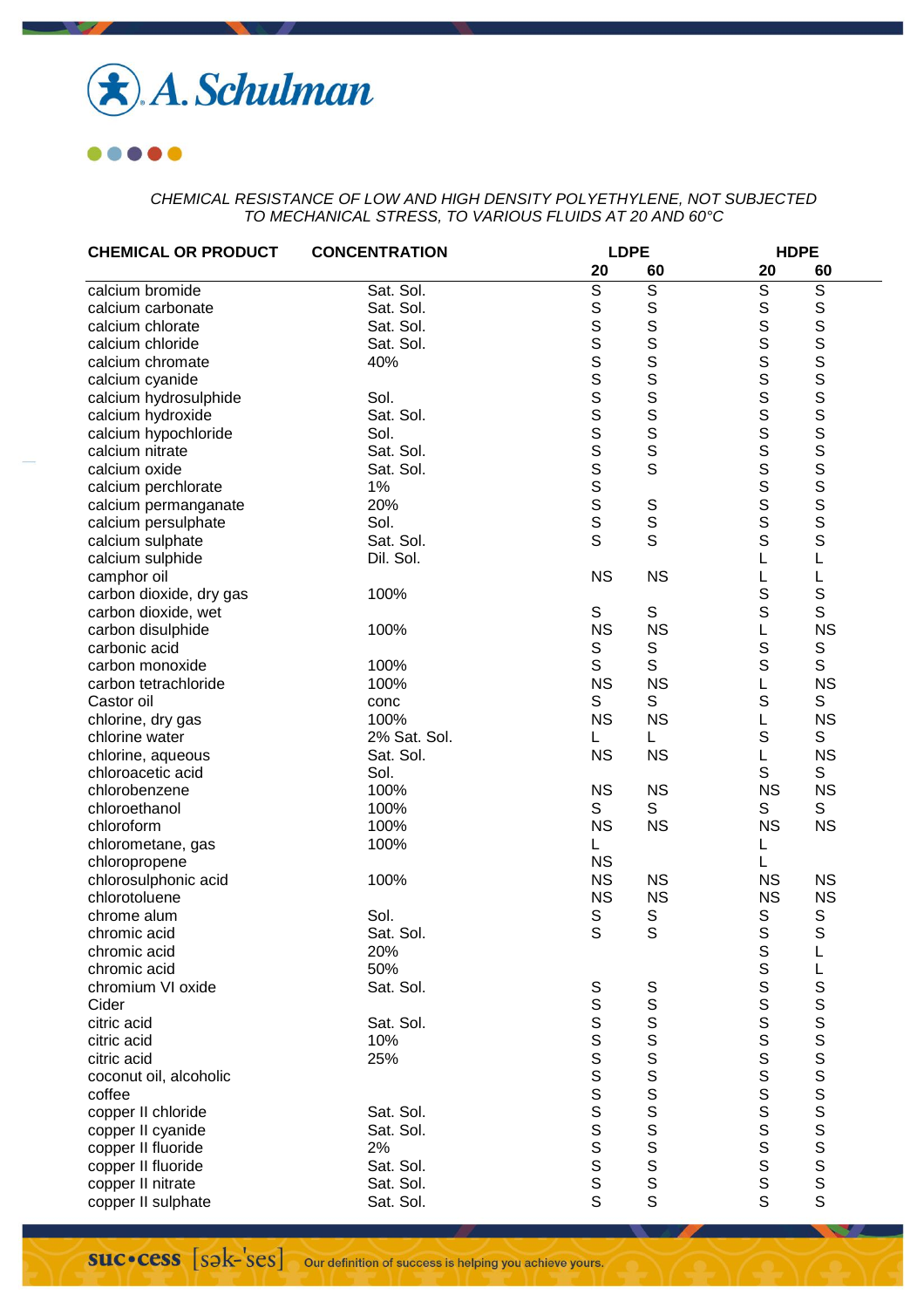*CHEMICAL RESISTANCE OF LOW AND HIGH DENSITY POLYETHYLENE, NOT SUBJECTED TO MECHANICAL STRESS, TO VARIOUS FLUIDS AT 20 AND 60°C*

| CHEMICAL OR PRODUCT | CONCENTRATION | LDPE | | HDPE | |
|---|---|---|---|---|---|
| | | 20 | 60 | 20 | 60 |
| calcium bromide | Sat. Sol. | S | S | S | S |
| calcium carbonate | Sat. Sol. | S | S | S | S |
| calcium chlorate | Sat. Sol. | S | S | S | S |
| calcium chloride | Sat. Sol. | S | S | S | S |
| calcium chromate | 40% | S | S | S | S |
| calcium cyanide | | S | S | S | S |
| calcium hydrosulphide | Sol. | S | S | S | S |
| calcium hydroxide | Sat. Sol. | S | S | S | S |
| calcium hypochloride | Sol. | S | S | S | S |
| calcium nitrate | Sat. Sol. | S | S | S | S |
| calcium oxide | Sat. Sol. | S | S | S | S |
| calcium perchlorate | 1% | S | | S | S |
| calcium permanganate | 20% | S | S | S | S |
| calcium persulphate | Sol. | S | S | S | S |
| calcium sulphate | Sat. Sol. | S | S | S | S |
| calcium sulphide | Dil. Sol. | | | L | L |
| camphor oil | | NS | NS | L | L |
| carbon dioxide, dry gas | 100% | | | S | S |
| carbon dioxide, wet | | S | S | S | S |
| carbon disulphide | 100% | NS | NS | L | NS |
| carbonic acid | | S | S | S | S |
| carbon monoxide | 100% | S | S | S | S |
| carbon tetrachloride | 100% | NS | NS | L | NS |
| Castor oil | conc | S | S | S | S |
| chlorine, dry gas | 100% | NS | NS | L | NS |
| chlorine water | 2% Sat. Sol. | L | L | S | S |
| chlorine, aqueous | Sat. Sol. | NS | NS | L | NS |
| chloroacetic acid | Sol. | | | S | S |
| chlorobenzene | 100% | NS | NS | NS | NS |
| chloroethanol | 100% | S | S | S | S |
| chloroform | 100% | NS | NS | NS | NS |
| chlorometane, gas | 100% | L | | L | |
| chloropropene | | NS | | L | |
| chlorosulphonic acid | 100% | NS | NS | NS | NS |
| chlorotoluene | | NS | NS | NS | NS |
| chrome alum | Sol. | S | S | S | S |
| chromic acid | Sat. Sol. | S | S | S | S |
| chromic acid | 20% | | | S | L |
| chromic acid | 50% | | | S | L |
| chromium VI oxide | Sat. Sol. | S | S | S | S |
| Cider | | S | S | S | S |
| citric acid | Sat. Sol. | S | S | S | S |
| citric acid | 10% | S | S | S | S |
| citric acid | 25% | S | S | S | S |
| coconut oil, alcoholic | | S | S | S | S |
| coffee | | S | S | S | S |
| copper II chloride | Sat. Sol. | S | S | S | S |
| copper II cyanide | Sat. Sol. | S | S | S | S |
| copper II fluoride | 2% | S | S | S | S |
| copper II fluoride | Sat. Sol. | S | S | S | S |
| copper II nitrate | Sat. Sol. | S | S | S | S |
| copper II sulphate | Sat. Sol. | S | S | S | S |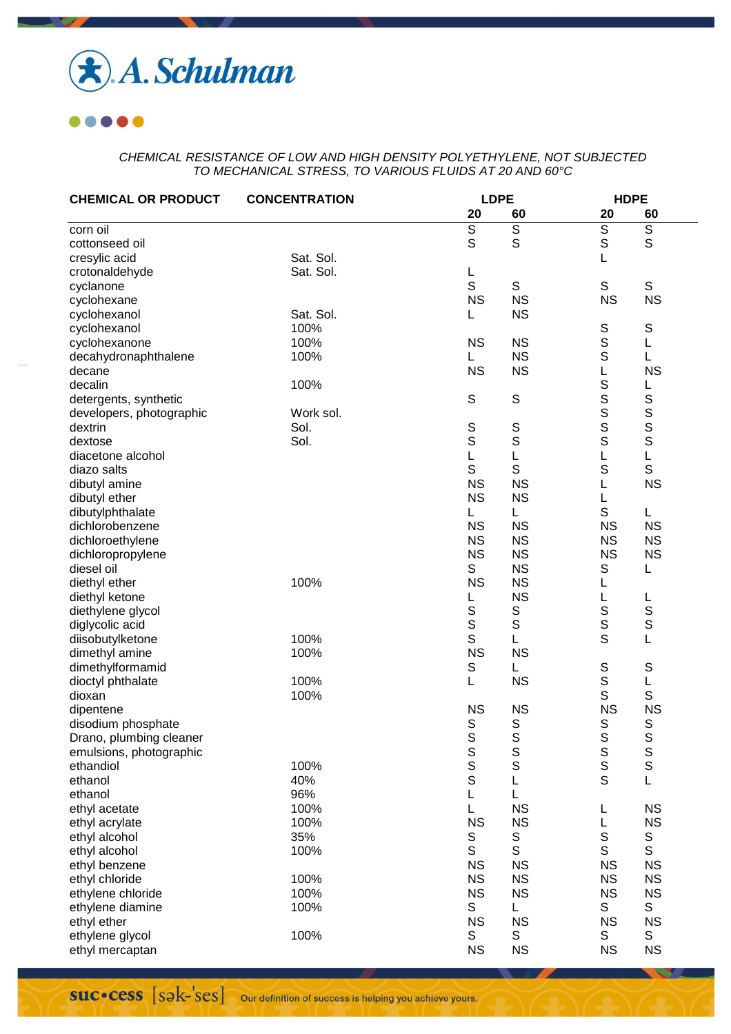*CHEMICAL RESISTANCE OF LOW AND HIGH DENSITY POLYETHYLENE, NOT SUBJECTED TO MECHANICAL STRESS, TO VARIOUS FLUIDS AT 20 AND 60°C*

| CHEMICAL OR PRODUCT | CONCENTRATION | LDPE | | HDPE | |
|---|---|---|---|---|---|
| | | 20 | 60 | 20 | 60 |
| corn oil | | S | S | S | S |
| cottonseed oil | | S | S | S | S |
| cresylic acid | Sat. Sol. | | | L | |
| crotonaldehyde | Sat. Sol. | L | | | |
| cyclanone | | S | S | S | S |
| cyclohexane | | NS | NS | NS | NS |
| cyclohexanol | Sat. Sol. | L | NS | | |
| cyclohexanol | 100% | | | S | S |
| cyclohexanone | 100% | NS | NS | S | L |
| decahydronaphthalene | 100% | L | NS | S | L |
| decane | | NS | NS | L | NS |
| decalin | 100% | | | S | L |
| detergents, synthetic | | S | S | S | S |
| developers, photographic | Work sol. | | | S | S |
| dextrin | Sol. | S | S | S | S |
| dextose | Sol. | S | S | S | S |
| diacetone alcohol | | L | L | L | L |
| diazo salts | | S | S | S | S |
| dibutyl amine | | NS | NS | L | NS |
| dibutyl ether | | NS | NS | L | |
| dibutylphthalate | | L | L | S | L |
| dichlorobenzene | | NS | NS | NS | NS |
| dichloroethylene | | NS | NS | NS | NS |
| dichloropropylene | | NS | NS | NS | NS |
| diesel oil | | S | NS | S | L |
| diethyl ether | 100% | NS | NS | L | |
| diethyl ketone | | L | NS | L | L |
| diethylene glycol | | S | S | S | S |
| diglycolic acid | | S | S | S | S |
| diisobutylketone | 100% | S | L | S | L |
| dimethyl amine | 100% | NS | NS | | |
| dimethylformamid | | S | L | S | S |
| dioctyl phthalate | 100% | L | NS | S | L |
| dioxan | 100% | | | S | S |
| dipentene | | NS | NS | NS | NS |
| disodium phosphate | | S | S | S | S |
| Drano, plumbing cleaner | | S | S | S | S |
| emulsions, photographic | | S | S | S | S |
| ethandiol | 100% | S | S | S | S |
| ethanol | 40% | S | L | S | L |
| ethanol | 96% | L | L | | |
| ethyl acetate | 100% | L | NS | L | NS |
| ethyl acrylate | 100% | NS | NS | L | NS |
| ethyl alcohol | 35% | S | S | S | S |
| ethyl alcohol | 100% | S | S | S | S |
| ethyl benzene | | NS | NS | NS | NS |
| ethyl chloride | 100% | NS | NS | NS | NS |
| ethylene chloride | 100% | NS | NS | NS | NS |
| ethylene diamine | 100% | S | L | S | S |
| ethyl ether | | NS | NS | NS | NS |
| ethylene glycol | 100% | S | S | S | S |
| ethyl mercaptan | | NS | NS | NS | NS |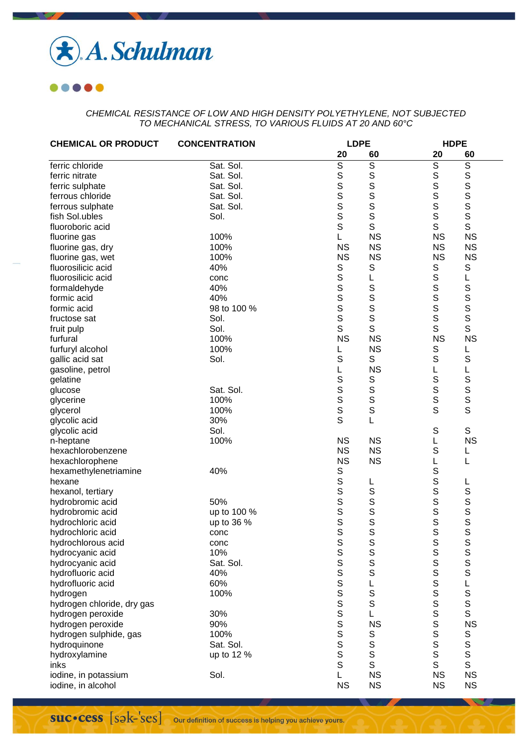*CHEMICAL RESISTANCE OF LOW AND HIGH DENSITY POLYETHYLENE, NOT SUBJECTED TO MECHANICAL STRESS, TO VARIOUS FLUIDS AT 20 AND 60°C*

| CHEMICAL OR PRODUCT | CONCENTRATION | LDPE | | HDPE | |
|---|---|---|---|---|---|
| | | 20 | 60 | 20 | 60 |
| ferric chloride | Sat. Sol. | S | S | S | S |
| ferric nitrate | Sat. Sol. | S | S | S | S |
| ferric sulphate | Sat. Sol. | S | S | S | S |
| ferrous chloride | Sat. Sol. | S | S | S | S |
| ferrous sulphate | Sat. Sol. | S | S | S | S |
| fish Sol.ubles | Sol. | S | S | S | S |
| fluoroboric acid | | S | S | S | S |
| fluorine gas | 100% | L | NS | NS | NS |
| fluorine gas, dry | 100% | NS | NS | NS | NS |
| fluorine gas, wet | 100% | NS | NS | NS | NS |
| fluorosilicic acid | 40% | S | S | S | S |
| fluorosilicic acid | conc | S | L | S | L |
| formaldehyde | 40% | S | S | S | S |
| formic acid | 40% | S | S | S | S |
| formic acid | 98 to 100 % | S | S | S | S |
| fructose sat | Sol. | S | S | S | S |
| fruit pulp | Sol. | S | S | S | S |
| furfural | 100% | NS | NS | NS | NS |
| furfuryl alcohol | 100% | L | NS | S | L |
| gallic acid sat | Sol. | S | S | S | S |
| gasoline, petrol | | L | NS | L | L |
| gelatine | | S | S | S | S |
| glucose | Sat. Sol. | S | S | S | S |
| glycerine | 100% | S | S | S | S |
| glycerol | 100% | S | S | S | S |
| glycolic acid | 30% | S | L | | |
| glycolic acid | Sol. | | | S | S |
| n-heptane | 100% | NS | NS | L | NS |
| hexachlorobenzene | | NS | NS | S | L |
| hexachlorophene | | NS | NS | L | L |
| hexamethylenetriamine | 40% | S | | S | |
| hexane | | S | L | S | L |
| hexanol, tertiary | | S | S | S | S |
| hydrobromic acid | 50% | S | S | S | S |
| hydrobromic acid | up to 100 % | S | S | S | S |
| hydrochloric acid | up to 36 % | S | S | S | S |
| hydrochloric acid | conc | S | S | S | S |
| hydrochlorous acid | conc | S | S | S | S |
| hydrocyanic acid | 10% | S | S | S | S |
| hydrocyanic acid | Sat. Sol. | S | S | S | S |
| hydrofluoric acid | 40% | S | S | S | S |
| hydrofluoric acid | 60% | S | L | S | L |
| hydrogen | 100% | S | S | S | S |
| hydrogen chloride, dry gas | | S | S | S | S |
| hydrogen peroxide | 30% | S | L | S | S |
| hydrogen peroxide | 90% | S | NS | S | NS |
| hydrogen sulphide, gas | 100% | S | S | S | S |
| hydroquinone | Sat. Sol. | S | S | S | S |
| hydroxylamine | up to 12 % | S | S | S | S |
| inks | | S | S | S | S |
| iodine, in potassium | Sol. | L | NS | NS | NS |
| iodine, in alcohol | | NS | NS | NS | NS |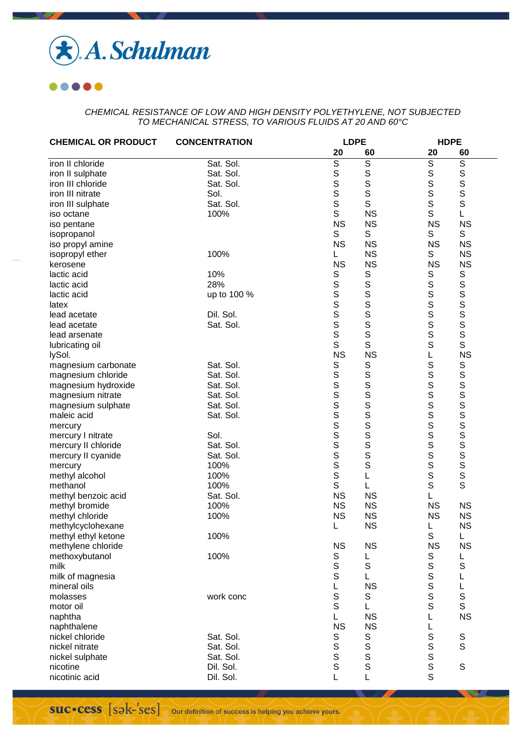*CHEMICAL RESISTANCE OF LOW AND HIGH DENSITY POLYETHYLENE, NOT SUBJECTED TO MECHANICAL STRESS, TO VARIOUS FLUIDS AT 20 AND 60°C*

| CHEMICAL OR PRODUCT | CONCENTRATION | LDPE | | HDPE | |
|---|---|---|---|---|---|
| | | 20 | 60 | 20 | 60 |
| iron II chloride | Sat. Sol. | S | S | S | S |
| iron II sulphate | Sat. Sol. | S | S | S | S |
| iron III chloride | Sat. Sol. | S | S | S | S |
| iron III nitrate | Sol. | S | S | S | S |
| iron III sulphate | Sat. Sol. | S | S | S | S |
| iso octane | 100% | S | NS | S | L |
| iso pentane | | NS | NS | NS | NS |
| isopropanol | | S | S | S | S |
| iso propyl amine | | NS | NS | NS | NS |
| isopropyl ether | 100% | L | NS | S | NS |
| kerosene | | NS | NS | NS | NS |
| lactic acid | 10% | S | S | S | S |
| lactic acid | 28% | S | S | S | S |
| lactic acid | up to 100 % | S | S | S | S |
| latex | | S | S | S | S |
| lead acetate | Dil. Sol. | S | S | S | S |
| lead acetate | Sat. Sol. | S | S | S | S |
| lead arsenate | | S | S | S | S |
| lubricating oil | | S | S | S | S |
| lySol. | | NS | NS | L | NS |
| magnesium carbonate | Sat. Sol. | S | S | S | S |
| magnesium chloride | Sat. Sol. | S | S | S | S |
| magnesium hydroxide | Sat. Sol. | S | S | S | S |
| magnesium nitrate | Sat. Sol. | S | S | S | S |
| magnesium sulphate | Sat. Sol. | S | S | S | S |
| maleic acid | Sat. Sol. | S | S | S | S |
| mercury | | S | S | S | S |
| mercury I nitrate | Sol. | S | S | S | S |
| mercury II chloride | Sat. Sol. | S | S | S | S |
| mercury II cyanide | Sat. Sol. | S | S | S | S |
| mercury | 100% | S | S | S | S |
| methyl alcohol | 100% | S | L | S | S |
| methanol | 100% | S | L | S | S |
| methyl benzoic acid | Sat. Sol. | NS | NS | L | |
| methyl bromide | 100% | NS | NS | NS | NS |
| methyl chloride | 100% | NS | NS | NS | NS |
| methylcyclohexane | | L | NS | L | NS |
| methyl ethyl ketone | 100% | | | S | L |
| methylene chloride | | NS | NS | NS | NS |
| methoxybutanol | 100% | S | L | S | L |
| milk | | S | S | S | S |
| milk of magnesia | | S | L | S | L |
| mineral oils | | L | NS | S | L |
| molasses | work conc | S | S | S | S |
| motor oil | | S | L | S | S |
| naphtha | | L | NS | L | NS |
| naphthalene | | NS | NS | L | |
| nickel chloride | Sat. Sol. | S | S | S | S |
| nickel nitrate | Sat. Sol. | S | S | S | S |
| nickel sulphate | Sat. Sol. | S | S | S | |
| nicotine | Dil. Sol. | S | S | S | S |
| nicotinic acid | Dil. Sol. | L | L | S | |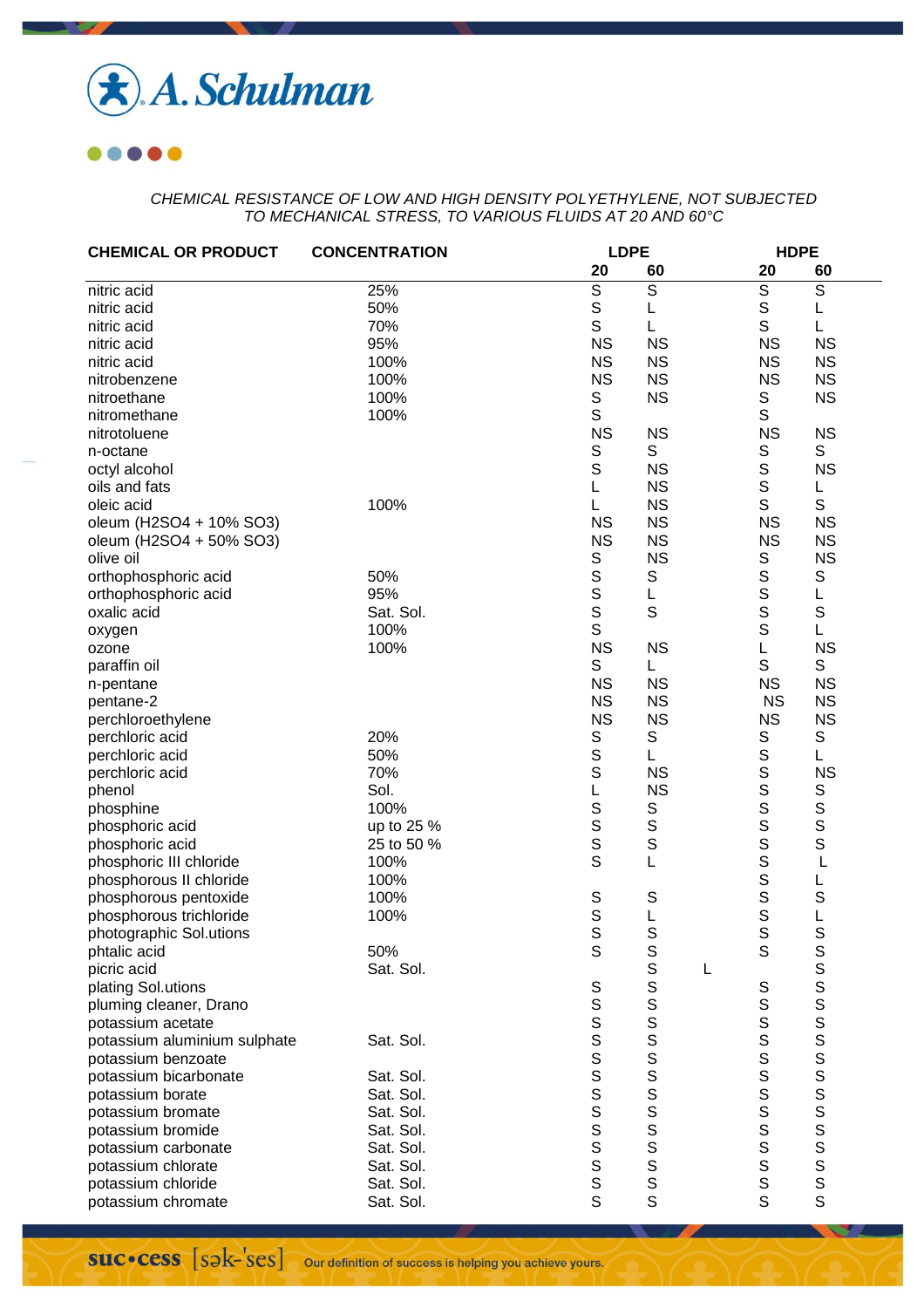*CHEMICAL RESISTANCE OF LOW AND HIGH DENSITY POLYETHYLENE, NOT SUBJECTED TO MECHANICAL STRESS, TO VARIOUS FLUIDS AT 20 AND 60°C*

| CHEMICAL OR PRODUCT | CONCENTRATION | LDPE | | HDPE | |
|---|---|---|---|---|---|
| | | 20 | 60 | 20 | 60 |
| nitric acid | 25% | S | S | S | S |
| nitric acid | 50% | S | L | S | L |
| nitric acid | 70% | S | L | S | L |
| nitric acid | 95% | NS | NS | NS | NS |
| nitric acid | 100% | NS | NS | NS | NS |
| nitrobenzene | 100% | NS | NS | NS | NS |
| nitroethane | 100% | S | NS | S | NS |
| nitromethane | 100% | S | | S | |
| nitrotoluene | | NS | NS | NS | NS |
| n-octane | | S | S | S | S |
| octyl alcohol | | S | NS | S | NS |
| oils and fats | | L | NS | S | L |
| oleic acid | 100% | L | NS | S | S |
| oleum (H2SO4 + 10% SO3) | | NS | NS | NS | NS |
| oleum (H2SO4 + 50% SO3) | | NS | NS | NS | NS |
| olive oil | | S | NS | S | NS |
| orthophosphoric acid | 50% | S | S | S | S |
| orthophosphoric acid | 95% | S | L | S | L |
| oxalic acid | Sat. Sol. | S | S | S | S |
| oxygen | 100% | S | | S | L |
| ozone | 100% | NS | NS | L | NS |
| paraffin oil | | S | L | S | S |
| n-pentane | | NS | NS | NS | NS |
| pentane-2 | | NS | NS | NS | NS |
| perchloroethylene | | NS | NS | NS | NS |
| perchloric acid | 20% | S | S | S | S |
| perchloric acid | 50% | S | L | S | L |
| perchloric acid | 70% | S | NS | S | NS |
| phenol | Sol. | L | NS | S | S |
| phosphine | 100% | S | S | S | S |
| phosphoric acid | up to 25 % | S | S | S | S |
| phosphoric acid | 25 to 50 % | S | S | S | S |
| phosphoric III chloride | 100% | S | L | S | L |
| phosphorous II chloride | 100% | | | S | L |
| phosphorous pentoxide | 100% | S | S | S | S |
| phosphorous trichloride | 100% | S | L | S | L |
| photographic Sol.utions | | S | S | S | S |
| phtalic acid | 50% | S | S | S | S |
| picric acid | Sat. Sol. | | S | L | S |
| plating Sol.utions | | S | S | S | S |
| pluming cleaner, Drano | | S | S | S | S |
| potassium acetate | | S | S | S | S |
| potassium aluminium sulphate | Sat. Sol. | S | S | S | S |
| potassium benzoate | | S | S | S | S |
| potassium bicarbonate | Sat. Sol. | S | S | S | S |
| potassium borate | Sat. Sol. | S | S | S | S |
| potassium bromate | Sat. Sol. | S | S | S | S |
| potassium bromide | Sat. Sol. | S | S | S | S |
| potassium carbonate | Sat. Sol. | S | S | S | S |
| potassium chlorate | Sat. Sol. | S | S | S | S |
| potassium chloride | Sat. Sol. | S | S | S | S |
| potassium chromate | Sat. Sol. | S | S | S | S |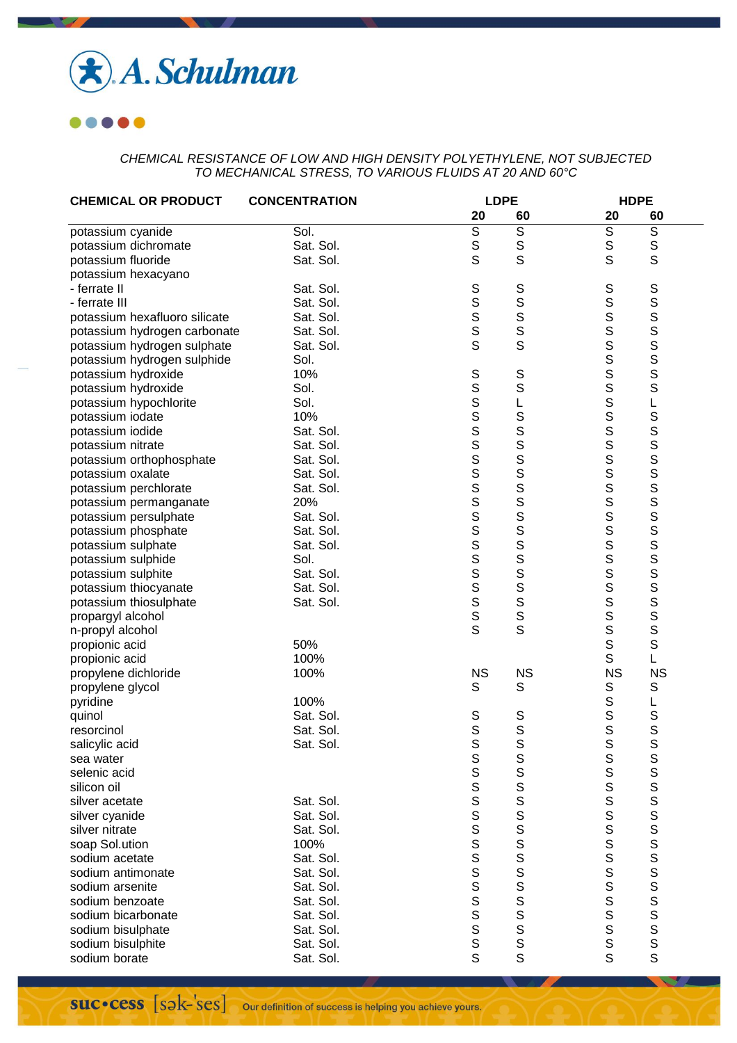*CHEMICAL RESISTANCE OF LOW AND HIGH DENSITY POLYETHYLENE, NOT SUBJECTED TO MECHANICAL STRESS, TO VARIOUS FLUIDS AT 20 AND 60°C*

| CHEMICAL OR PRODUCT | CONCENTRATION | LDPE | | HDPE | |
|---|---|---|---|---|---|
| | | 20 | 60 | 20 | 60 |
| potassium cyanide | Sol. | S | S | S | S |
| potassium dichromate | Sat. Sol. | S | S | S | S |
| potassium fluoride | Sat. Sol. | S | S | S | S |
| potassium hexacyano | | | | | |
| - ferrate II | Sat. Sol. | S | S | S | S |
| - ferrate III | Sat. Sol. | S | S | S | S |
| potassium hexafluoro silicate | Sat. Sol. | S | S | S | S |
| potassium hydrogen carbonate | Sat. Sol. | S | S | S | S |
| potassium hydrogen sulphate | Sat. Sol. | S | S | S | S |
| potassium hydrogen sulphide | Sol. | | | S | S |
| potassium hydroxide | 10% | S | S | S | S |
| potassium hydroxide | Sol. | S | S | S | S |
| potassium hypochlorite | Sol. | S | L | S | L |
| potassium iodate | 10% | S | S | S | S |
| potassium iodide | Sat. Sol. | S | S | S | S |
| potassium nitrate | Sat. Sol. | S | S | S | S |
| potassium orthophosphate | Sat. Sol. | S | S | S | S |
| potassium oxalate | Sat. Sol. | S | S | S | S |
| potassium perchlorate | Sat. Sol. | S | S | S | S |
| potassium permanganate | 20% | S | S | S | S |
| potassium persulphate | Sat. Sol. | S | S | S | S |
| potassium phosphate | Sat. Sol. | S | S | S | S |
| potassium sulphate | Sat. Sol. | S | S | S | S |
| potassium sulphide | Sol. | S | S | S | S |
| potassium sulphite | Sat. Sol. | S | S | S | S |
| potassium thiocyanate | Sat. Sol. | S | S | S | S |
| potassium thiosulphate | Sat. Sol. | S | S | S | S |
| propargyl alcohol | | S | S | S | S |
| n-propyl alcohol | | S | S | S | S |
| propionic acid | 50% | | | S | S |
| propionic acid | 100% | | | S | L |
| propylene dichloride | 100% | NS | NS | NS | NS |
| propylene glycol | | S | S | S | S |
| pyridine | 100% | | | S | L |
| quinol | Sat. Sol. | S | S | S | S |
| resorcinol | Sat. Sol. | S | S | S | S |
| salicylic acid | Sat. Sol. | S | S | S | S |
| sea water | | S | S | S | S |
| selenic acid | | S | S | S | S |
| silicon oil | | S | S | S | S |
| silver acetate | Sat. Sol. | S | S | S | S |
| silver cyanide | Sat. Sol. | S | S | S | S |
| silver nitrate | Sat. Sol. | S | S | S | S |
| soap Sol.ution | 100% | S | S | S | S |
| sodium acetate | Sat. Sol. | S | S | S | S |
| sodium antimonate | Sat. Sol. | S | S | S | S |
| sodium arsenite | Sat. Sol. | S | S | S | S |
| sodium benzoate | Sat. Sol. | S | S | S | S |
| sodium bicarbonate | Sat. Sol. | S | S | S | S |
| sodium bisulphate | Sat. Sol. | S | S | S | S |
| sodium bisulphite | Sat. Sol. | S | S | S | S |
| sodium borate | Sat. Sol. | S | S | S | S |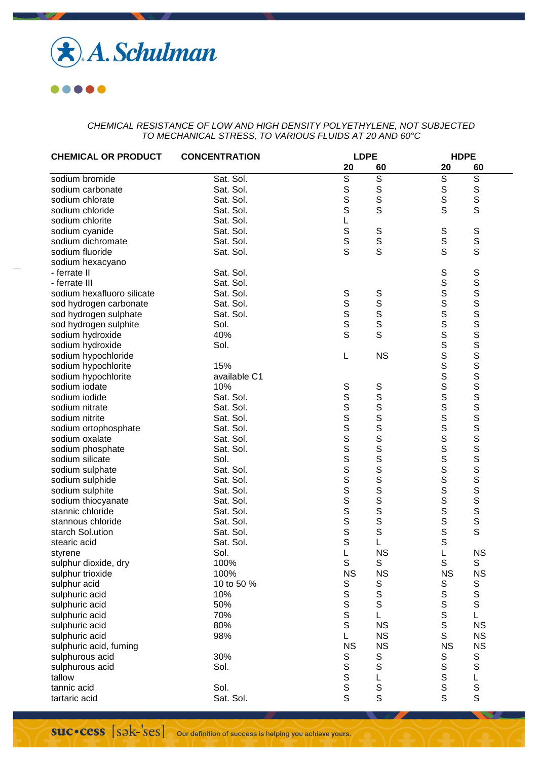*CHEMICAL RESISTANCE OF LOW AND HIGH DENSITY POLYETHYLENE, NOT SUBJECTED TO MECHANICAL STRESS, TO VARIOUS FLUIDS AT 20 AND 60°C*

| CHEMICAL OR PRODUCT | CONCENTRATION | LDPE | | HDPE | |
|---|---|---|---|---|---|
| | | 20 | 60 | 20 | 60 |
| sodium bromide | Sat. Sol. | S | S | S | S |
| sodium carbonate | Sat. Sol. | S | S | S | S |
| sodium chlorate | Sat. Sol. | S | S | S | S |
| sodium chloride | Sat. Sol. | S | S | S | S |
| sodium chlorite | Sat. Sol. | L | | | |
| sodium cyanide | Sat. Sol. | S | S | S | S |
| sodium dichromate | Sat. Sol. | S | S | S | S |
| sodium fluoride | Sat. Sol. | S | S | S | S |
| sodium hexacyano | | | | | |
| - ferrate II | Sat. Sol. | | | S | S |
| - ferrate III | Sat. Sol. | | | S | S |
| sodium hexafluoro silicate | Sat. Sol. | S | S | S | S |
| sod hydrogen carbonate | Sat. Sol. | S | S | S | S |
| sod hydrogen sulphate | Sat. Sol. | S | S | S | S |
| sod hydrogen sulphite | Sol. | S | S | S | S |
| sodium hydroxide | 40% | S | S | S | S |
| sodium hydroxide | Sol. | | | S | S |
| sodium hypochloride | | L | NS | S | S |
| sodium hypochlorite | 15% | | | S | S |
| sodium hypochlorite | available C1 | | | S | S |
| sodium iodate | 10% | S | S | S | S |
| sodium iodide | Sat. Sol. | S | S | S | S |
| sodium nitrate | Sat. Sol. | S | S | S | S |
| sodium nitrite | Sat. Sol. | S | S | S | S |
| sodium ortophosphate | Sat. Sol. | S | S | S | S |
| sodium oxalate | Sat. Sol. | S | S | S | S |
| sodium phosphate | Sat. Sol. | S | S | S | S |
| sodium silicate | Sol. | S | S | S | S |
| sodium sulphate | Sat. Sol. | S | S | S | S |
| sodium sulphide | Sat. Sol. | S | S | S | S |
| sodium sulphite | Sat. Sol. | S | S | S | S |
| sodium thiocyanate | Sat. Sol. | S | S | S | S |
| stannic chloride | Sat. Sol. | S | S | S | S |
| stannous chloride | Sat. Sol. | S | S | S | S |
| starch Sol.ution | Sat. Sol. | S | S | S | S |
| stearic acid | Sat. Sol. | S | L | S | |
| styrene | Sol. | L | NS | L | NS |
| sulphur dioxide, dry | 100% | S | S | S | S |
| sulphur trioxide | 100% | NS | NS | NS | NS |
| sulphur acid | 10 to 50 % | S | S | S | S |
| sulphuric acid | 10% | S | S | S | S |
| sulphuric acid | 50% | S | S | S | S |
| sulphuric acid | 70% | S | L | S | L |
| sulphuric acid | 80% | S | NS | S | NS |
| sulphuric acid | 98% | L | NS | S | NS |
| sulphuric acid, fuming | | NS | NS | NS | NS |
| sulphurous acid | 30% | S | S | S | S |
| sulphurous acid | Sol. | S | S | S | S |
| tallow | | S | L | S | L |
| tannic acid | Sol. | S | S | S | S |
| tartaric acid | Sat. Sol. | S | S | S | S |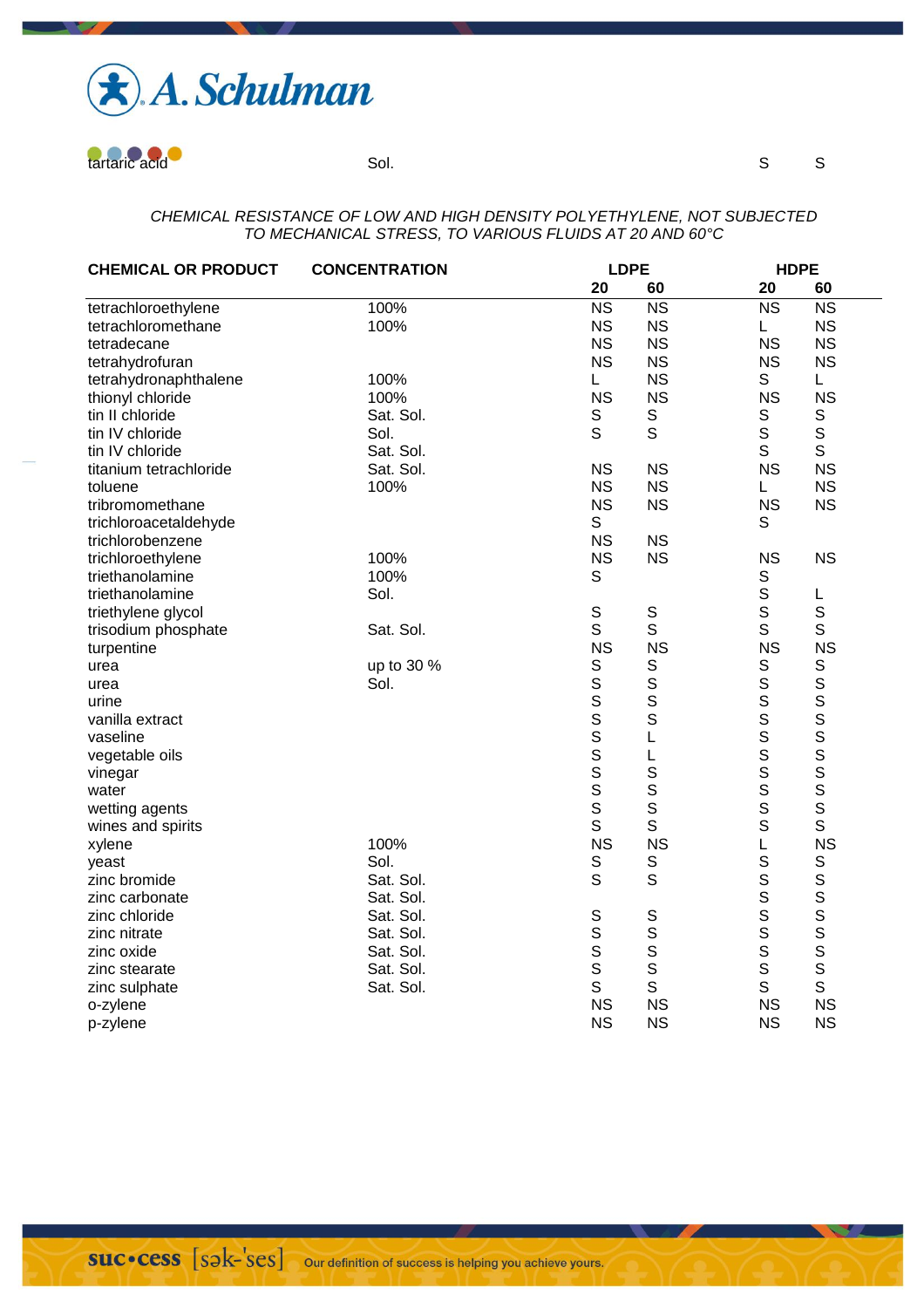| | | | | | |
|---|---|---|---|---|---|
| tartaric acid | Sol. | | | S | S |

*CHEMICAL RESISTANCE OF LOW AND HIGH DENSITY POLYETHYLENE, NOT SUBJECTED TO MECHANICAL STRESS, TO VARIOUS FLUIDS AT 20 AND 60°C*

| CHEMICAL OR PRODUCT | CONCENTRATION | LDPE | | HDPE | |
|---|---|---|---|---|---|
| | | 20 | 60 | 20 | 60 |
| tetrachloroethylene | 100% | NS | NS | NS | NS |
| tetrachloromethane | 100% | NS | NS | L | NS |
| tetradecane | | NS | NS | NS | NS |
| tetrahydrofuran | | NS | NS | NS | NS |
| tetrahydronaphthalene | 100% | L | NS | S | L |
| thionyl chloride | 100% | NS | NS | NS | NS |
| tin II chloride | Sat. Sol. | S | S | S | S |
| tin IV chloride | Sol. | S | S | S | S |
| tin IV chloride | Sat. Sol. | | | S | S |
| titanium tetrachloride | Sat. Sol. | NS | NS | NS | NS |
| toluene | 100% | NS | NS | L | NS |
| tribromomethane | | NS | NS | NS | NS |
| trichloroacetaldehyde | | S | | S | |
| trichlorobenzene | | NS | NS | | |
| trichloroethylene | 100% | NS | NS | NS | NS |
| triethanolamine | 100% | S | | S | |
| triethanolamine | Sol. | | | S | L |
| triethylene glycol | | S | S | S | S |
| trisodium phosphate | Sat. Sol. | S | S | S | S |
| turpentine | | NS | NS | NS | NS |
| urea | up to 30 % | S | S | S | S |
| urea | Sol. | S | S | S | S |
| urine | | S | S | S | S |
| vanilla extract | | S | S | S | S |
| vaseline | | S | L | S | S |
| vegetable oils | | S | L | S | S |
| vinegar | | S | S | S | S |
| water | | S | S | S | S |
| wetting agents | | S | S | S | S |
| wines and spirits | | S | S | S | S |
| xylene | 100% | NS | NS | L | NS |
| yeast | Sol. | S | S | S | S |
| zinc bromide | Sat. Sol. | S | S | S | S |
| zinc carbonate | Sat. Sol. | | | S | S |
| zinc chloride | Sat. Sol. | S | S | S | S |
| zinc nitrate | Sat. Sol. | S | S | S | S |
| zinc oxide | Sat. Sol. | S | S | S | S |
| zinc stearate | Sat. Sol. | S | S | S | S |
| zinc sulphate | Sat. Sol. | S | S | S | S |
| o-zylene | | NS | NS | NS | NS |
| p-zylene | | NS | NS | NS | NS |